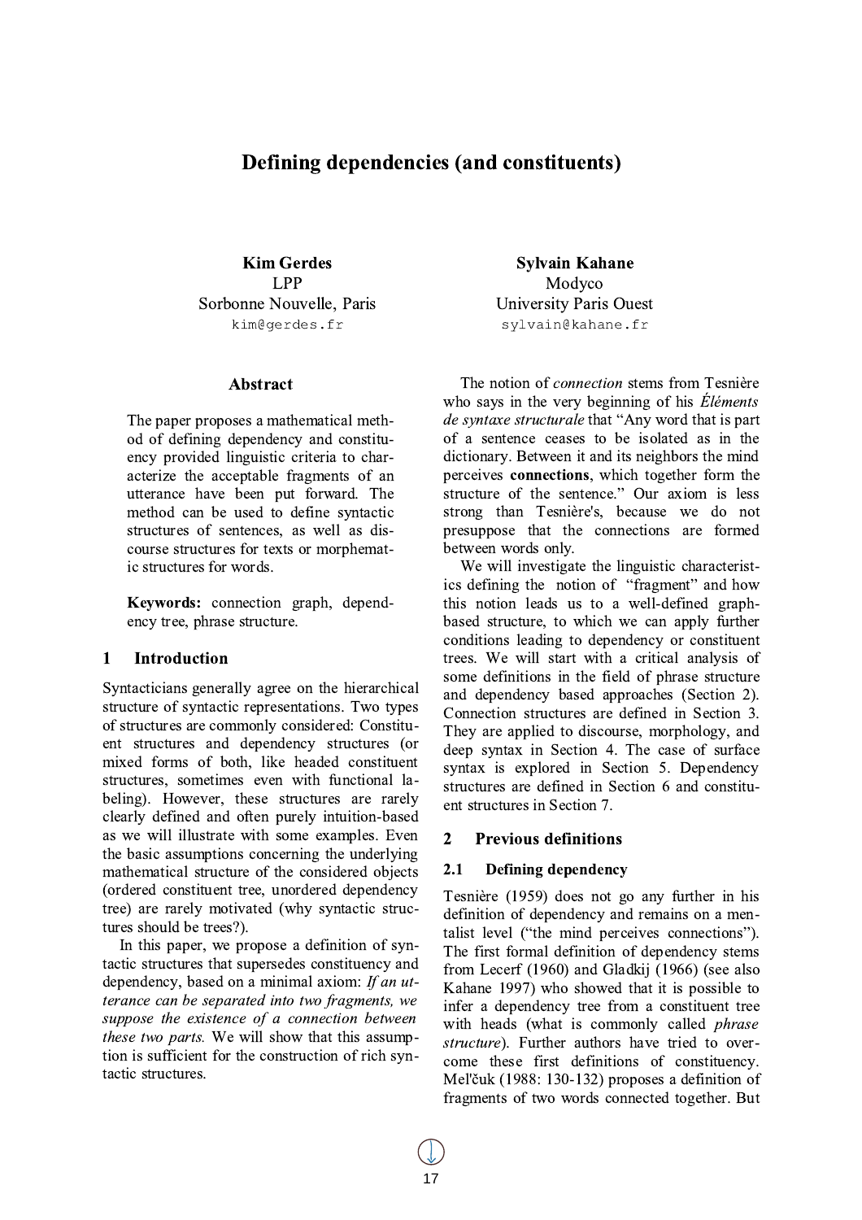# Defining dependencies (and constituents)

**Kim Gerdes**
LPP
Sorbonne Nouvelle, Paris
kim@gerdes.fr

**Sylvain Kahane**
Modyco
University Paris Ouest
sylvain@kahane.fr

## Abstract

The paper proposes a mathematical method of defining dependency and constituency provided linguistic criteria to characterize the acceptable fragments of an utterance have been put forward. The method can be used to define syntactic structures of sentences, as well as discourse structures for texts or morphematic structures for words.

**Keywords:** connection graph, dependency tree, phrase structure.

## 1 Introduction

Syntacticians generally agree on the hierarchical structure of syntactic representations. Two types of structures are commonly considered: Constituent structures and dependency structures (or mixed forms of both, like headed constituent structures, sometimes even with functional labeling). However, these structures are rarely clearly defined and often purely intuition-based as we will illustrate with some examples. Even the basic assumptions concerning the underlying mathematical structure of the considered objects (ordered constituent tree, unordered dependency tree) are rarely motivated (why syntactic structures should be trees?).

In this paper, we propose a definition of syntactic structures that supersedes constituency and dependency, based on a minimal axiom: *If an utterance can be separated into two fragments, we suppose the existence of a connection between these two parts.* We will show that this assumption is sufficient for the construction of rich syntactic structures.

The notion of *connection* stems from Tesnière who says in the very beginning of his *Éléments de syntaxe structurale* that "Any word that is part of a sentence ceases to be isolated as in the dictionary. Between it and its neighbors the mind perceives **connections**, which together form the structure of the sentence." Our axiom is less strong than Tesnière's, because we do not presuppose that the connections are formed between words only.

We will investigate the linguistic characteristics defining the notion of "fragment" and how this notion leads us to a well-defined graph-based structure, to which we can apply further conditions leading to dependency or constituent trees. We will start with a critical analysis of some definitions in the field of phrase structure and dependency based approaches (Section 2). Connection structures are defined in Section 3. They are applied to discourse, morphology, and deep syntax in Section 4. The case of surface syntax is explored in Section 5. Dependency structures are defined in Section 6 and constituent structures in Section 7.

## 2 Previous definitions

### 2.1 Defining dependency

Tesnière (1959) does not go any further in his definition of dependency and remains on a mentalist level ("the mind perceives connections"). The first formal definition of dependency stems from Lecerf (1960) and Gladkij (1966) (see also Kahane 1997) who showed that it is possible to infer a dependency tree from a constituent tree with heads (what is commonly called *phrase structure*). Further authors have tried to overcome these first definitions of constituency. Mel'čuk (1988: 130-132) proposes a definition of fragments of two words connected together. But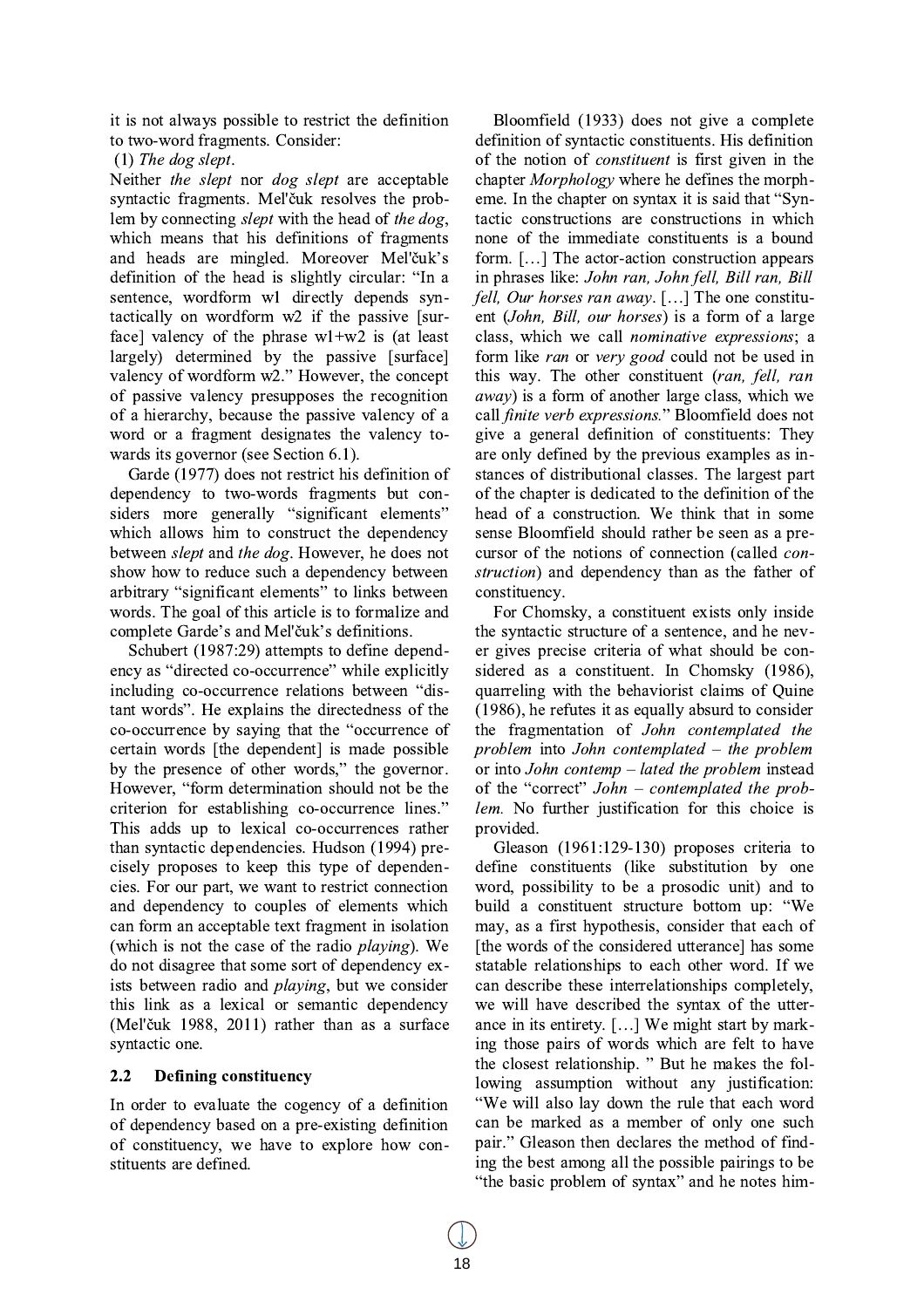it is not always possible to restrict the definition to two-word fragments. Consider:

(1) *The dog slept*.

Neither *the slept* nor *dog slept* are acceptable syntactic fragments. Mel'čuk resolves the problem by connecting *slept* with the head of *the dog*, which means that his definitions of fragments and heads are mingled. Moreover Mel'čuk's definition of the head is slightly circular: "In a sentence, wordform w1 directly depends syntactically on wordform w2 if the passive [surface] valency of the phrase w1+w2 is (at least largely) determined by the passive [surface] valency of wordform w2." However, the concept of passive valency presupposes the recognition of a hierarchy, because the passive valency of a word or a fragment designates the valency towards its governor (see Section 6.1).

Garde (1977) does not restrict his definition of dependency to two-words fragments but considers more generally "significant elements" which allows him to construct the dependency between *slept* and *the dog*. However, he does not show how to reduce such a dependency between arbitrary "significant elements" to links between words. The goal of this article is to formalize and complete Garde's and Mel'čuk's definitions.

Schubert (1987:29) attempts to define dependency as "directed co-occurrence" while explicitly including co-occurrence relations between "distant words". He explains the directedness of the co-occurrence by saying that the "occurrence of certain words [the dependent] is made possible by the presence of other words," the governor. However, "form determination should not be the criterion for establishing co-occurrence lines." This adds up to lexical co-occurrences rather than syntactic dependencies. Hudson (1994) precisely proposes to keep this type of dependencies. For our part, we want to restrict connection and dependency to couples of elements which can form an acceptable text fragment in isolation (which is not the case of the radio *playing*). We do not disagree that some sort of dependency exists between radio and *playing*, but we consider this link as a lexical or semantic dependency (Mel'čuk 1988, 2011) rather than as a surface syntactic one.

## 2.2 Defining constituency

In order to evaluate the cogency of a definition of dependency based on a pre-existing definition of constituency, we have to explore how constituents are defined.

Bloomfield (1933) does not give a complete definition of syntactic constituents. His definition of the notion of *constituent* is first given in the chapter *Morphology* where he defines the morpheme. In the chapter on syntax it is said that "Syntactic constructions are constructions in which none of the immediate constituents is a bound form. […] The actor-action construction appears in phrases like: *John ran, John fell, Bill ran, Bill fell, Our horses ran away*. […] The one constituent (*John, Bill, our horses*) is a form of a large class, which we call *nominative expressions*; a form like *ran* or *very good* could not be used in this way. The other constituent (*ran, fell, ran away*) is a form of another large class, which we call *finite verb expressions*." Bloomfield does not give a general definition of constituents: They are only defined by the previous examples as instances of distributional classes. The largest part of the chapter is dedicated to the definition of the head of a construction. We think that in some sense Bloomfield should rather be seen as a precursor of the notions of connection (called *construction*) and dependency than as the father of constituency.

For Chomsky, a constituent exists only inside the syntactic structure of a sentence, and he never gives precise criteria of what should be considered as a constituent. In Chomsky (1986), quarreling with the behaviorist claims of Quine (1986), he refutes it as equally absurd to consider the fragmentation of *John contemplated the problem* into *John contemplated – the problem* or into *John contemp – lated the problem* instead of the "correct" *John – contemplated the problem.* No further justification for this choice is provided.

Gleason (1961:129-130) proposes criteria to define constituents (like substitution by one word, possibility to be a prosodic unit) and to build a constituent structure bottom up: "We may, as a first hypothesis, consider that each of [the words of the considered utterance] has some statable relationships to each other word. If we can describe these interrelationships completely, we will have described the syntax of the utterance in its entirety. […] We might start by marking those pairs of words which are felt to have the closest relationship. " But he makes the following assumption without any justification: "We will also lay down the rule that each word can be marked as a member of only one such pair." Gleason then declares the method of finding the best among all the possible pairings to be "the basic problem of syntax" and he notes him-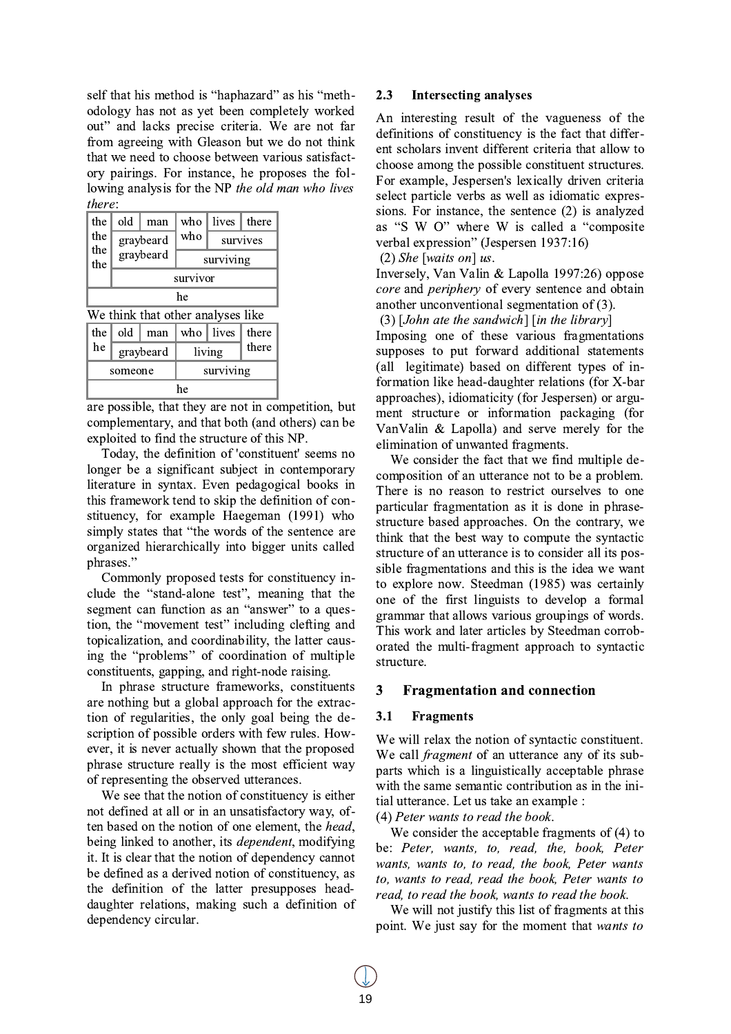self that his method is "haphazard" as his "methodology has not as yet been completely worked out" and lacks precise criteria. We are not far from agreeing with Gleason but we do not think that we need to choose between various satisfactory pairings. For instance, he proposes the following analysis for the NP *the old man who lives there*:

| the | old | man | who | lives | there |
|---|---|---|---|---|---|
| the | graybeard | | who | survives | |
| the | graybeard | | surviving | | |
| the | survivor | | | | |
| he | | | | | |

We think that other analyses like

| the | old | man | who | lives | there |
|---|---|---|---|---|---|
| he | graybeard | | living | | there |
| someone | | | surviving | | |
| he | | | | | |

are possible, that they are not in competition, but complementary, and that both (and others) can be exploited to find the structure of this NP.

Today, the definition of 'constituent' seems no longer be a significant subject in contemporary literature in syntax. Even pedagogical books in this framework tend to skip the definition of constituency, for example Haegeman (1991) who simply states that "the words of the sentence are organized hierarchically into bigger units called phrases."

Commonly proposed tests for constituency include the "stand-alone test", meaning that the segment can function as an "answer" to a question, the "movement test" including clefting and topicalization, and coordinability, the latter causing the "problems" of coordination of multiple constituents, gapping, and right-node raising.

In phrase structure frameworks, constituents are nothing but a global approach for the extraction of regularities, the only goal being the description of possible orders with few rules. However, it is never actually shown that the proposed phrase structure really is the most efficient way of representing the observed utterances.

We see that the notion of constituency is either not defined at all or in an unsatisfactory way, often based on the notion of one element, the *head*, being linked to another, its *dependent*, modifying it. It is clear that the notion of dependency cannot be defined as a derived notion of constituency, as the definition of the latter presupposes head-daughter relations, making such a definition of dependency circular.

### 2.3 Intersecting analyses

An interesting result of the vagueness of the definitions of constituency is the fact that different scholars invent different criteria that allow to choose among the possible constituent structures. For example, Jespersen's lexically driven criteria select particle verbs as well as idiomatic expressions. For instance, the sentence (2) is analyzed as "S W O" where W is called a "composite verbal expression" (Jespersen 1937:16)

(2) *She* [*waits on*] *us*.

Inversely, Van Valin & Lapolla 1997:26) oppose *core* and *periphery* of every sentence and obtain another unconventional segmentation of (3).

(3) [*John ate the sandwich*] [*in the library*]

Imposing one of these various fragmentations supposes to put forward additional statements (all legitimate) based on different types of information like head-daughter relations (for X-bar approaches), idiomaticity (for Jespersen) or argument structure or information packaging (for VanValin & Lapolla) and serve merely for the elimination of unwanted fragments.

We consider the fact that we find multiple decomposition of an utterance not to be a problem. There is no reason to restrict ourselves to one particular fragmentation as it is done in phrase-structure based approaches. On the contrary, we think that the best way to compute the syntactic structure of an utterance is to consider all its possible fragmentations and this is the idea we want to explore now. Steedman (1985) was certainly one of the first linguists to develop a formal grammar that allows various groupings of words. This work and later articles by Steedman corroborated the multi-fragment approach to syntactic structure.

## 3 Fragmentation and connection

### 3.1 Fragments

We will relax the notion of syntactic constituent. We call *fragment* of an utterance any of its subparts which is a linguistically acceptable phrase with the same semantic contribution as in the initial utterance. Let us take an example :

(4) *Peter wants to read the book*.

We consider the acceptable fragments of (4) to be: *Peter, wants, to, read, the, book, Peter wants, wants to, to read, the book, Peter wants to, wants to read, read the book, Peter wants to read, to read the book, wants to read the book.*

We will not justify this list of fragments at this point. We just say for the moment that *wants to*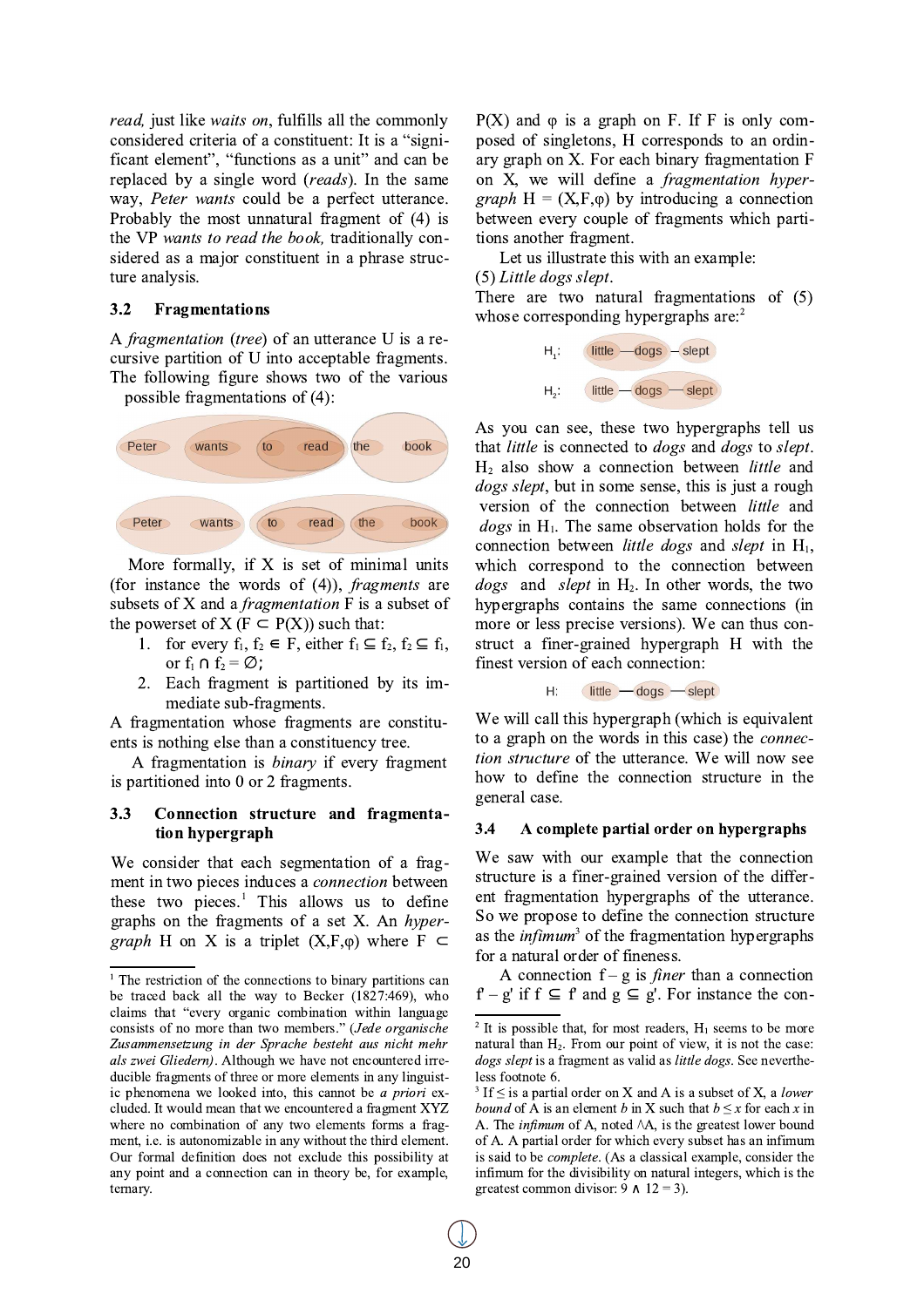*read,* just like *waits on*, fulfills all the commonly considered criteria of a constituent: It is a "significant element", "functions as a unit" and can be replaced by a single word (*reads*). In the same way, *Peter wants* could be a perfect utterance. Probably the most unnatural fragment of (4) is the VP *wants to read the book,* traditionally considered as a major constituent in a phrase structure analysis.

### 3.2 Fragmentations

A *fragmentation* (*tree*) of an utterance U is a recursive partition of U into acceptable fragments. The following figure shows two of the various possible fragmentations of (4):

More formally, if X is set of minimal units (for instance the words of (4)), *fragments* are subsets of X and a *fragmentation* F is a subset of the powerset of X ($F \subset P(X)$) such that:

1. for every $f_1, f_2 \in F$, either $f_1 \subseteq f_2$, $f_2 \subseteq f_1$, or $f_1 \cap f_2 = \emptyset$;
2. Each fragment is partitioned by its immediate sub-fragments.

A fragmentation whose fragments are constituents is nothing else than a constituency tree.

A fragmentation is *binary* if every fragment is partitioned into 0 or 2 fragments.

### 3.3 Connection structure and fragmentation hypergraph

We consider that each segmentation of a fragment in two pieces induces a *connection* between these two pieces.[1] This allows us to define graphs on the fragments of a set X. An *hypergraph* H on X is a triplet $(X,F,\varphi)$ where $F \subset P(X)$ and $\varphi$ is a graph on F. If F is only composed of singletons, H corresponds to an ordinary graph on X. For each binary fragmentation F on X, we will define a *fragmentation hypergraph* $H = (X,F,\varphi)$ by introducing a connection between every couple of fragments which partitions another fragment.

Let us illustrate this with an example:

(5) *Little dogs slept*.

There are two natural fragmentations of (5) whose corresponding hypergraphs are:[2]

As you can see, these two hypergraphs tell us that *little* is connected to *dogs* and *dogs* to *slept*. $H_2$ also show a connection between *little* and *dogs slept*, but in some sense, this is just a rough version of the connection between *little* and *dogs* in $H_1$. The same observation holds for the connection between *little dogs* and *slept* in $H_1$, which correspond to the connection between *dogs* and *slept* in $H_2$. In other words, the two hypergraphs contains the same connections (in more or less precise versions). We can thus construct a finer-grained hypergraph H with the finest version of each connection:

We will call this hypergraph (which is equivalent to a graph on the words in this case) the *connection structure* of the utterance. We will now see how to define the connection structure in the general case.

### 3.4 A complete partial order on hypergraphs

We saw with our example that the connection structure is a finer-grained version of the different fragmentation hypergraphs of the utterance. So we propose to define the connection structure as the *infimum*[3] of the fragmentation hypergraphs for a natural order of fineness.

A connection $f - g$ is *finer* than a connection $f' - g'$ if $f \subseteq f'$ and $g \subseteq g'$. For instance the con-

---

[1] The restriction of the connections to binary partitions can be traced back all the way to Becker (1827:469), who claims that "every organic combination within language consists of no more than two members." (*Jede organische Zusammensetzung in der Sprache besteht aus nicht mehr als zwei Gliedern)*. Although we have not encountered irreducible fragments of three or more elements in any linguistic phenomena we looked into, this cannot be *a priori* excluded. It would mean that we encountered a fragment XYZ where no combination of any two elements forms a fragment, i.e. is autonomizable in any without the third element. Our formal definition does not exclude this possibility at any point and a connection can in theory be, for example, ternary.

[2] It is possible that, for most readers, $H_1$ seems to be more natural than $H_2$. From our point of view, it is not the case: *dogs slept* is a fragment as valid as *little dogs*. See nevertheless footnote 6.

[3] If $\leq$ is a partial order on X and A is a subset of X, a *lower bound* of A is an element *b* in X such that $b \leq x$ for each *x* in A. The *infimum* of A, noted $\wedge A$, is the greatest lower bound of A. A partial order for which every subset has an infimum is said to be *complete*. (As a classical example, consider the infimum for the divisibility on natural integers, which is the greatest common divisor: $9 \wedge 12 = 3$).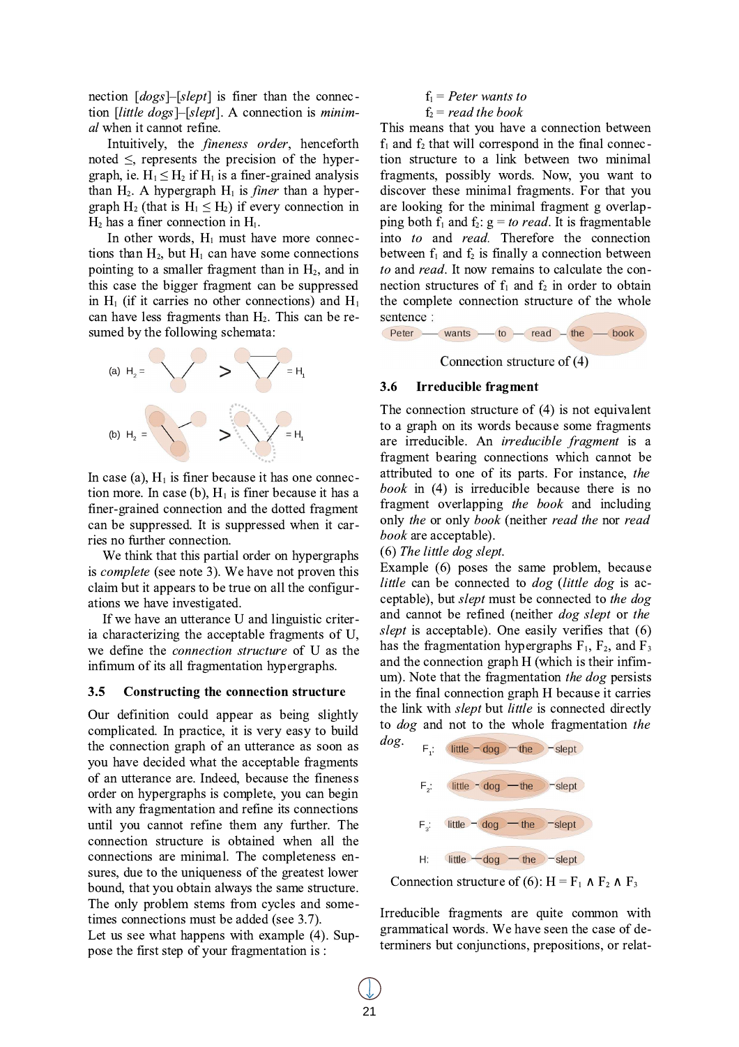nection [*dogs*]–[*slept*] is finer than the connection [*little dogs*]–[*slept*]. A connection is *minimal* when it cannot refine.

Intuitively, the *fineness order*, henceforth noted ≤, represents the precision of the hypergraph, ie. $H_1 \leq H_2$ if $H_1$ is a finer-grained analysis than $H_2$. A hypergraph $H_1$ is *finer* than a hypergraph $H_2$ (that is $H_1 \leq H_2$) if every connection in $H_2$ has a finer connection in $H_1$.

In other words, $H_1$ must have more connections than $H_2$, but $H_1$ can have some connections pointing to a smaller fragment than in $H_2$, and in this case the bigger fragment can be suppressed in $H_1$ (if it carries no other connections) and $H_1$ can have less fragments than $H_2$. This can be resumed by the following schemata:

(a) $H_2$ = > = $H_1$

(b) $H_2$ = > = $H_1$

In case (a), $H_1$ is finer because it has one connection more. In case (b), $H_1$ is finer because it has a finer-grained connection and the dotted fragment can be suppressed. It is suppressed when it carries no further connection.

We think that this partial order on hypergraphs is *complete* (see note 3). We have not proven this claim but it appears to be true on all the configurations we have investigated.

If we have an utterance U and linguistic criteria characterizing the acceptable fragments of U, we define the *connection structure* of U as the infimum of its all fragmentation hypergraphs.

### 3.5 Constructing the connection structure

Our definition could appear as being slightly complicated. In practice, it is very easy to build the connection graph of an utterance as soon as you have decided what the acceptable fragments of an utterance are. Indeed, because the fineness order on hypergraphs is complete, you can begin with any fragmentation and refine its connections until you cannot refine them any further. The connection structure is obtained when all the connections are minimal. The completeness ensures, due to the uniqueness of the greatest lower bound, that you obtain always the same structure. The only problem stems from cycles and sometimes connections must be added (see 3.7).

Let us see what happens with example (4). Suppose the first step of your fragmentation is :

$f_1$ = *Peter wants to*
$f_2$ = *read the book*

This means that you have a connection between $f_1$ and $f_2$ that will correspond in the final connection structure to a link between two minimal fragments, possibly words. Now, you want to discover these minimal fragments. For that you are looking for the minimal fragment g overlapping both $f_1$ and $f_2$: g = *to read*. It is fragmentable into *to* and *read*. Therefore the connection between $f_1$ and $f_2$ is finally a connection between *to* and *read*. It now remains to calculate the connection structures of $f_1$ and $f_2$ in order to obtain the complete connection structure of the whole sentence :

Peter — wants — to — read — the — book

Connection structure of (4)

### 3.6 Irreducible fragment

The connection structure of (4) is not equivalent to a graph on its words because some fragments are irreducible. An *irreducible fragment* is a fragment bearing connections which cannot be attributed to one of its parts. For instance, *the book* in (4) is irreducible because there is no fragment overlapping *the book* and including only *the* or only *book* (neither *read the* nor *read book* are acceptable).

(6) *The little dog slept.*

Example (6) poses the same problem, because *little* can be connected to *dog* (*little dog* is acceptable), but *slept* must be connected to *the dog* and cannot be refined (neither *dog slept* or *the slept* is acceptable). One easily verifies that (6) has the fragmentation hypergraphs $F_1$, $F_2$, and $F_3$ and the connection graph H (which is their infimum). Note that the fragmentation *the dog* persists in the final connection graph H because it carries the link with *slept* but *little* is connected directly to *dog* and not to the whole fragmentation *the dog*.

$F_1$: little – dog – the – slept

$F_2$: little – dog — the – slept

$F_3$: little – dog — the – slept

H: little – dog — the – slept

Connection structure of (6): $H = F_1 \wedge F_2 \wedge F_3$

Irreducible fragments are quite common with grammatical words. We have seen the case of determiners but conjunctions, prepositions, or relat-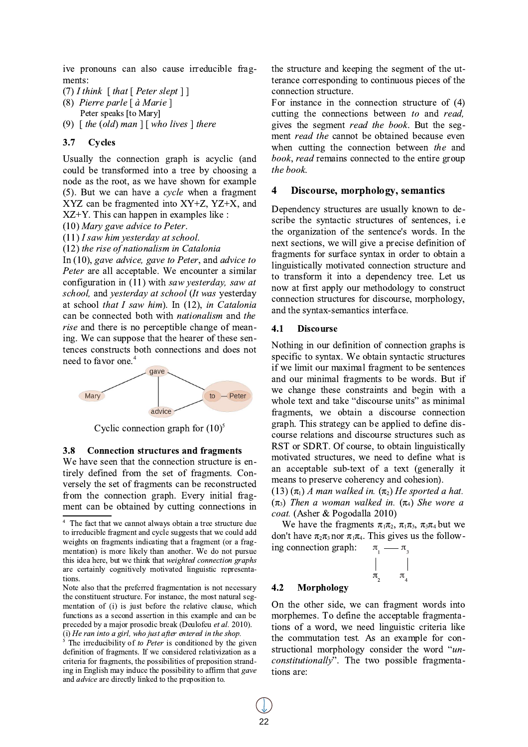ive pronouns can also cause irreducible fragments:

(7) *I think* [ *that* [ *Peter slept* ] ]

(8) *Pierre parle* [ *à Marie* ]
Peter speaks [to Mary]

(9) [ *the* (*old*) *man* ] [ *who lives* ] *there*

### 3.7 Cycles

Usually the connection graph is acyclic (and could be transformed into a tree by choosing a node as the root, as we have shown for example (5). But we can have a *cycle* when a fragment XYZ can be fragmented into XY+Z, YZ+X, and XZ+Y. This can happen in examples like :

(10) *Mary gave advice to Peter.*

(11) *I saw him yesterday at school.*

(12) *the rise of nationalism in Catalonia*

In (10), *gave advice, gave to Peter*, and *advice to Peter* are all acceptable. We encounter a similar configuration in (11) with *saw yesterday, saw at school,* and *yesterday at school* (*It was* yesterday at school *that I saw him*). In (12), *in Catalonia* can be connected both with *nationalism* and *the rise* and there is no perceptible change of meaning. We can suppose that the hearer of these sentences constructs both connections and does not need to favor one.[4]

Mary — gave — to Peter; gave — advice; advice — to Peter

Cyclic connection graph for (10)[5]

### 3.8 Connection structures and fragments

We have seen that the connection structure is entirely defined from the set of fragments. Conversely the set of fragments can be reconstructed from the connection graph. Every initial fragment can be obtained by cutting connections in the structure and keeping the segment of the utterance corresponding to continuous pieces of the connection structure.

For instance in the connection structure of (4) cutting the connections between *to* and *read,* gives the segment *read the book*. But the segment *read the* cannot be obtained because even when cutting the connection between *the* and *book*, *read* remains connected to the entire group *the book.*

## 4 Discourse, morphology, semantics

Dependency structures are usually known to describe the syntactic structures of sentences, i.e the organization of the sentence's words. In the next sections, we will give a precise definition of fragments for surface syntax in order to obtain a linguistically motivated connection structure and to transform it into a dependency tree. Let us now at first apply our methodology to construct connection structures for discourse, morphology, and the syntax-semantics interface.

### 4.1 Discourse

Nothing in our definition of connection graphs is specific to syntax. We obtain syntactic structures if we limit our maximal fragment to be sentences and our minimal fragments to be words. But if we change these constraints and begin with a whole text and take "discourse units" as minimal fragments, we obtain a discourse connection graph. This strategy can be applied to define discourse relations and discourse structures such as RST or SDRT. Of course, to obtain linguistically motivated structures, we need to define what is an acceptable sub-text of a text (generally it means to preserve coherency and cohesion).

(13) ($\pi_1$) *A man walked in.* ($\pi_2$) *He sported a hat.* ($\pi_3$) *Then a woman walked in.* ($\pi_4$) *She wore a coat.* (Asher & Pogodalla 2010)

We have the fragments $\pi_1\pi_2$, $\pi_1\pi_3$, $\pi_3\pi_4$ but we don't have $\pi_2\pi_3$ nor $\pi_1\pi_4$. This gives us the following connection graph:

$$
\begin{array}{ccc}
\pi_1 & \text{—} & \pi_3 \\
| & & | \\
\pi_2 & & \pi_4
\end{array}
$$

### 4.2 Morphology

On the other side, we can fragment words into morphemes. To define the acceptable fragmentations of a word, we need linguistic criteria like the commutation test. As an example for constructional morphology consider the word "*unconstitutionally*". The two possible fragmentations are:

---

[4] The fact that we cannot always obtain a tree structure due to irreducible fragment and cycle suggests that we could add weights on fragments indicating that a fragment (or a fragmentation) is more likely than another. We do not pursue this idea here, but we think that *weighted connection graphs* are certainly cognitively motivated linguistic representations.

Note also that the preferred fragmentation is not necessary the constituent structure. For instance, the most natural segmentation of (i) is just before the relative clause, which functions as a second assertion in this example and can be preceded by a major prosodic break (Deulofeu *et al.* 2010).

(i) *He ran into a girl, who just after entered in the shop.*

[5] The irreducibility of *to Peter* is conditioned by the given definition of fragments. If we considered relativization as a criteria for fragments, the possibilities of preposition stranding in English may induce the possibility to affirm that *gave* and *advice* are directly linked to the preposition to.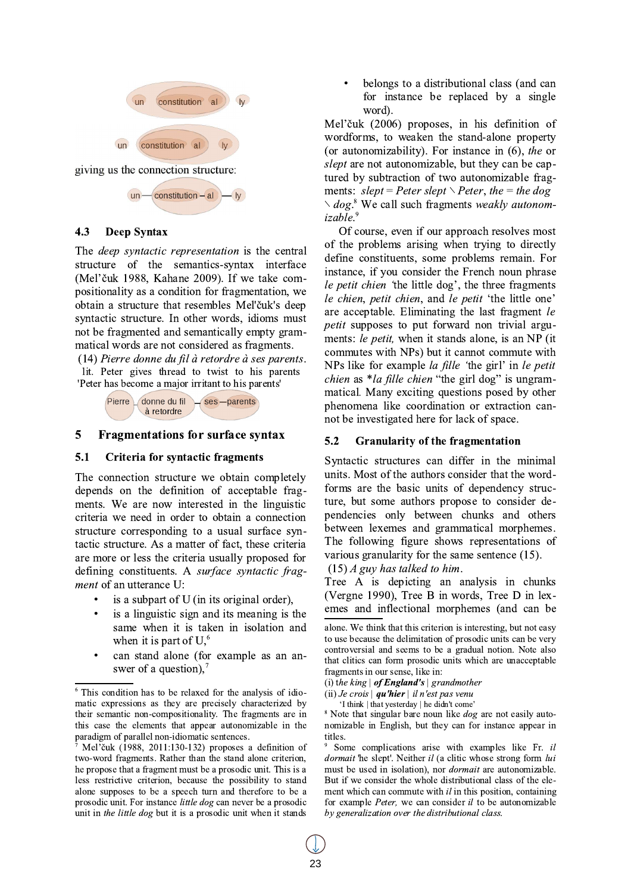giving us the connection structure:

### 4.3 Deep Syntax

The *deep syntactic representation* is the central structure of the semantics-syntax interface (Mel'čuk 1988, Kahane 2009). If we take compositionality as a condition for fragmentation, we obtain a structure that resembles Mel'čuk's deep syntactic structure. In other words, idioms must not be fragmented and semantically empty grammatical words are not considered as fragments.

(14) *Pierre donne du fil à retordre à ses parents*.
lit. Peter gives thread to twist to his parents
'Peter has become a major irritant to his parents'

## 5 Fragmentations for surface syntax

### 5.1 Criteria for syntactic fragments

The connection structure we obtain completely depends on the definition of acceptable fragments. We are now interested in the linguistic criteria we need in order to obtain a connection structure corresponding to a usual surface syntactic structure. As a matter of fact, these criteria are more or less the criteria usually proposed for defining constituents. A *surface syntactic fragment* of an utterance U:

- is a subpart of U (in its original order),
- is a linguistic sign and its meaning is the same when it is taken in isolation and when it is part of U,[6]
- can stand alone (for example as an answer of a question),[7]
- belongs to a distributional class (and can for instance be replaced by a single word).

Mel'čuk (2006) proposes, in his definition of wordforms, to weaken the stand-alone property (or autonomizability). For instance in (6), *the* or *slept* are not autonomizable, but they can be captured by subtraction of two autonomizable fragments: *slept* = *Peter slept* ∖ *Peter*, *the* = *the dog* ∖ *dog*.[8] We call such fragments *weakly autonomizable*.[9]

Of course, even if our approach resolves most of the problems arising when trying to directly define constituents, some problems remain. For instance, if you consider the French noun phrase *le petit chien* 'the little dog', the three fragments *le chien*, *petit chien*, and *le petit* 'the little one' are acceptable. Eliminating the last fragment *le petit* supposes to put forward non trivial arguments: *le petit,* when it stands alone, is an NP (it commutes with NPs) but it cannot commute with NPs like for example *la fille* 'the girl' in *le petit chien* as **la fille chien* "the girl dog" is ungrammatical. Many exciting questions posed by other phenomena like coordination or extraction cannot be investigated here for lack of space.

### 5.2 Granularity of the fragmentation

Syntactic structures can differ in the minimal units. Most of the authors consider that the wordforms are the basic units of dependency structure, but some authors propose to consider dependencies only between chunks and others between lexemes and grammatical morphemes. The following figure shows representations of various granularity for the same sentence (15).

(15) *A guy has talked to him*.

Tree A is depicting an analysis in chunks (Vergne 1990), Tree B in words, Tree D in lexemes and inflectional morphemes (and can be

---

[6] This condition has to be relaxed for the analysis of idiomatic expressions as they are precisely characterized by their semantic non-compositionality. The fragments are in this case the elements that appear autonomizable in the paradigm of parallel non-idiomatic sentences.

[7] Mel'čuk (1988, 2011:130-132) proposes a definition of two-word fragments. Rather than the stand alone criterion, he propose that a fragment must be a prosodic unit. This is a less restrictive criterion, because the possibility to stand alone supposes to be a speech turn and therefore to be a prosodic unit. For instance *little dog* can never be a prosodic unit in *the little dog* but it is a prosodic unit when it stands alone. We think that this criterion is interesting, but not easy to use because the delimitation of prosodic units can be very controversial and seems to be a gradual notion. Note also that clitics can form prosodic units which are unacceptable fragments in our sense, like in:
(i) *the king* | ***of England's*** | *grandmother*
(ii) *Je crois* | ***qu'hier*** | *il n'est pas venu*
'I think | that yesterday | he didn't come'

[8] Note that singular bare noun like *dog* are not easily autonomizable in English, but they can for instance appear in titles.

[9] Some complications arise with examples like Fr. *il dormait* 'he slept'. Neither *il* (a clitic whose strong form *lui* must be used in isolation), nor *dormait* are autonomizable. But if we consider the whole distributional class of the element which can commute with *il* in this position, containing for example *Peter,* we can consider *il* to be autonomizable *by generalization over the distributional class.*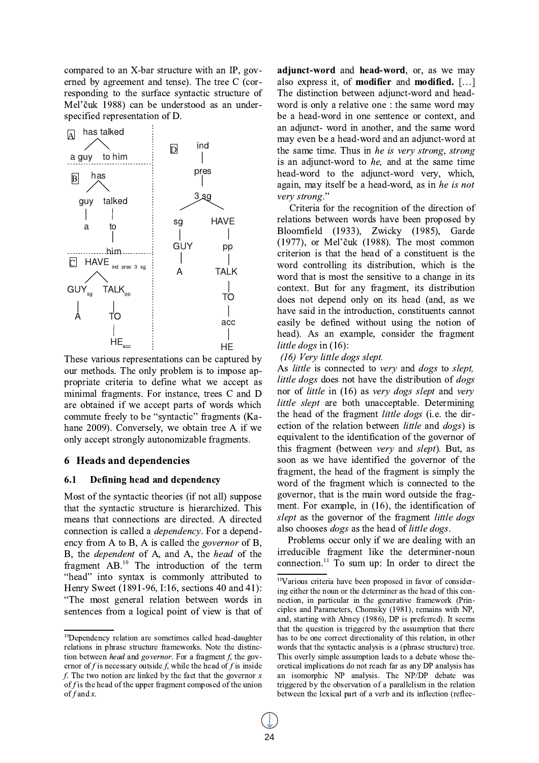compared to an X-bar structure with an IP, governed by agreement and tense). The tree C (corresponding to the surface syntactic structure of Mel'čuk 1988) can be understood as an underspecified representation of D.

A
has talked
a guy to him

B
has
guy talked
a to
him

C
HAVE ind pres 3 sg
GUY sg TALK pp
A TO
HE acc

D
ind
pres
3 sg
sg HAVE
GUY pp
A TALK
TO
acc
HE

These various representations can be captured by our methods. The only problem is to impose appropriate criteria to define what we accept as minimal fragments. For instance, trees C and D are obtained if we accept parts of words which commute freely to be "syntactic" fragments (Kahane 2009). Conversely, we obtain tree A if we only accept strongly autonomizable fragments.

## 6 Heads and dependencies

### 6.1 Defining head and dependency

Most of the syntactic theories (if not all) suppose that the syntactic structure is hierarchized. This means that connections are directed. A directed connection is called a *dependency*. For a dependency from A to B, A is called the *governor* of B, B, the *dependent* of A, and A, the *head* of the fragment AB.[10] The introduction of the term "head" into syntax is commonly attributed to Henry Sweet (1891-96, I:16, sections 40 and 41): "The most general relation between words in sentences from a logical point of view is that of **adjunct-word** and **head-word**, or, as we may also express it, of **modifier** and **modified.** […] The distinction between adjunct-word and head-word is only a relative one : the same word may be a head-word in one sentence or context, and an adjunct- word in another, and the same word may even be a head-word and an adjunct-word at the same time. Thus in *he is very strong*, *strong* is an adjunct-word to *he,* and at the same time head-word to the adjunct-word very, which, again, may itself be a head-word, as in *he is not very strong*."

Criteria for the recognition of the direction of relations between words have been proposed by Bloomfield (1933), Zwicky (1985), Garde (1977), or Mel'čuk (1988). The most common criterion is that the head of a constituent is the word controlling its distribution, which is the word that is most the sensitive to a change in its context. But for any fragment, its distribution does not depend only on its head (and, as we have said in the introduction, constituents cannot easily be defined without using the notion of head). As an example, consider the fragment *little dogs* in (16):

*(16) Very little dogs slept.*

As *little* is connected to *very* and *dogs* to *slept, little dogs* does not have the distribution of *dogs* nor of *little* in (16) as *very dogs slept* and *very little slept* are both unacceptable. Determining the head of the fragment *little dogs* (i.e. the direction of the relation between *little* and *dogs*) is equivalent to the identification of the governor of this fragment (between *very* and *slept*). But, as soon as we have identified the governor of the fragment, the head of the fragment is simply the word of the fragment which is connected to the governor, that is the main word outside the fragment. For example, in (16), the identification of *slept* as the governor of the fragment *little dogs* also chooses *dogs* as the head of *little dogs*.

Problems occur only if we are dealing with an irreducible fragment like the determiner-noun connection.[11] To sum up: In order to direct the

[10] Dependency relation are sometimes called head-daughter relations in phrase structure frameworks. Note the distinction between *head* and *governor*. For a fragment *f*, the governor of *f* is necessary outside *f*, while the head of *f* is inside *f*. The two notion are linked by the fact that the governor *x* of *f* is the head of the upper fragment composed of the union of *f* and *x*.

[11] Various criteria have been proposed in favor of considering either the noun or the determiner as the head of this connection, in particular in the generative framework (Principles and Parameters, Chomsky (1981), remains with NP, and, starting with Abney (1986), DP is preferred). It seems that the question is triggered by the assumption that there has to be one correct directionality of this relation, in other words that the syntactic analysis is a (phrase structure) tree. This overly simple assumption leads to a debate whose theoretical implications do not reach far as any DP analysis has an isomorphic NP analysis. The NP/DP debate was triggered by the observation of a parallelism in the relation between the lexical part of a verb and its inflection (reflec-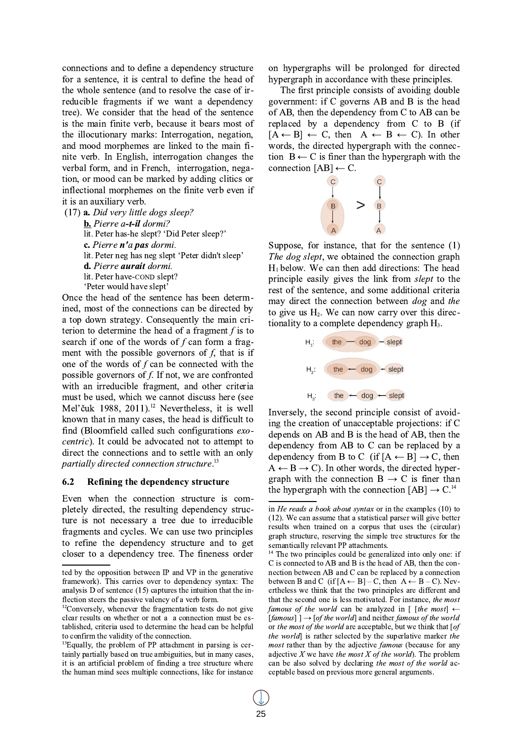connections and to define a dependency structure for a sentence, it is central to define the head of the whole sentence (and to resolve the case of irreducible fragments if we want a dependency tree). We consider that the head of the sentence is the main finite verb, because it bears most of the illocutionary marks: Interrogation, negation, and mood morphemes are linked to the main finite verb. In English, interrogation changes the verbal form, and in French, interrogation, negation, or mood can be marked by adding clitics or inflectional morphemes on the finite verb even if it is an auxiliary verb.

(17) **a.** *Did very little dogs sleep?*
**b.** *Pierre a-**t-il** dormi?*
lit. Peter has-he slept? 'Did Peter sleep?'
**c.** *Pierre **n'a pas** dormi.*
lit. Peter neg has neg slept 'Peter didn't sleep'
**d.** *Pierre **aurait** dormi.*
lit. Peter have-COND slept?
'Peter would have slept'

Once the head of the sentence has been determined, most of the connections can be directed by a top down strategy. Consequently the main criterion to determine the head of a fragment *f* is to search if one of the words of *f* can form a fragment with the possible governors of *f*, that is if one of the words of *f* can be connected with the possible governors of *f*. If not, we are confronted with an irreducible fragment, and other criteria must be used, which we cannot discuss here (see Mel'čuk 1988, 2011).[12] Nevertheless, it is well known that in many cases, the head is difficult to find (Bloomfield called such configurations *exocentric*). It could be advocated not to attempt to direct the connections and to settle with an only *partially directed connection structure*.[13]

### 6.2 Refining the dependency structure

Even when the connection structure is completely directed, the resulting dependency structure is not necessary a tree due to irreducible fragments and cycles. We can use two principles to refine the dependency structure and to get closer to a dependency tree. The fineness order on hypergraphs will be prolonged for directed hypergraph in accordance with these principles.

The first principle consists of avoiding double government: if C governs AB and B is the head of AB, then the dependency from C to AB can be replaced by a dependency from C to B (if [A ← B] ← C, then A ← B ← C). In other words, the directed hypergraph with the connection B ← C is finer than the hypergraph with the connection [AB] ← C.

Suppose, for instance, that for the sentence (1) *The dog slept*, we obtained the connection graph $H_1$ below. We can then add directions: The head principle easily gives the link from *slept* to the rest of the sentence, and some additional criteria may direct the connection between *dog* and *the* to give us $H_2$. We can now carry over this directionality to a complete dependency graph $H_3$.

Inversely, the second principle consist of avoiding the creation of unacceptable projections: if C depends on AB and B is the head of AB, then the dependency from AB to C can be replaced by a dependency from B to C (if [A ← B] → C, then A ← B → C). In other words, the directed hypergraph with the connection B → C is finer than the hypergraph with the connection [AB] → C.[14]

---

ted by the opposition between IP and VP in the generative framework). This carries over to dependency syntax: The analysis D of sentence (15) captures the intuition that the inflection steers the passive valency of a verb form.

[12] Conversely, whenever the fragmentation tests do not give clear results on whether or not a a connection must be established, criteria used to determine the head can be helpful to confirm the validity of the connection.

[13] Equally, the problem of PP attachment in parsing is certainly partially based on true ambiguities, but in many cases, it is an artificial problem of finding a tree structure where the human mind sees multiple connections, like for instance in *He reads a book about syntax* or in the examples (10) to (12). We can assume that a statistical parser will give better results when trained on a corpus that uses the (circular) graph structure, reserving the simple tree structures for the semantically relevant PP attachments.

[14] The two principles could be generalized into only one: if C is connected to AB and B is the head of AB, then the connection between AB and C can be replaced by a connection between B and C (if [A ← B] – C, then A ← B – C). Nevertheless we think that the two principles are different and that the second one is less motivated. For instance, *the most famous of the world* can be analyzed in [ [*the most*] ← [*famous*] ] → [*of the world*] and neither *famous of the world* or *the most of the world* are acceptable, but we think that [*of the world*] is rather selected by the superlative marker *the most* rather than by the adjective *famous* (because for any adjective *X* we have *the most X of the world*). The problem can be also solved by declaring *the most of the world* acceptable based on previous more general arguments.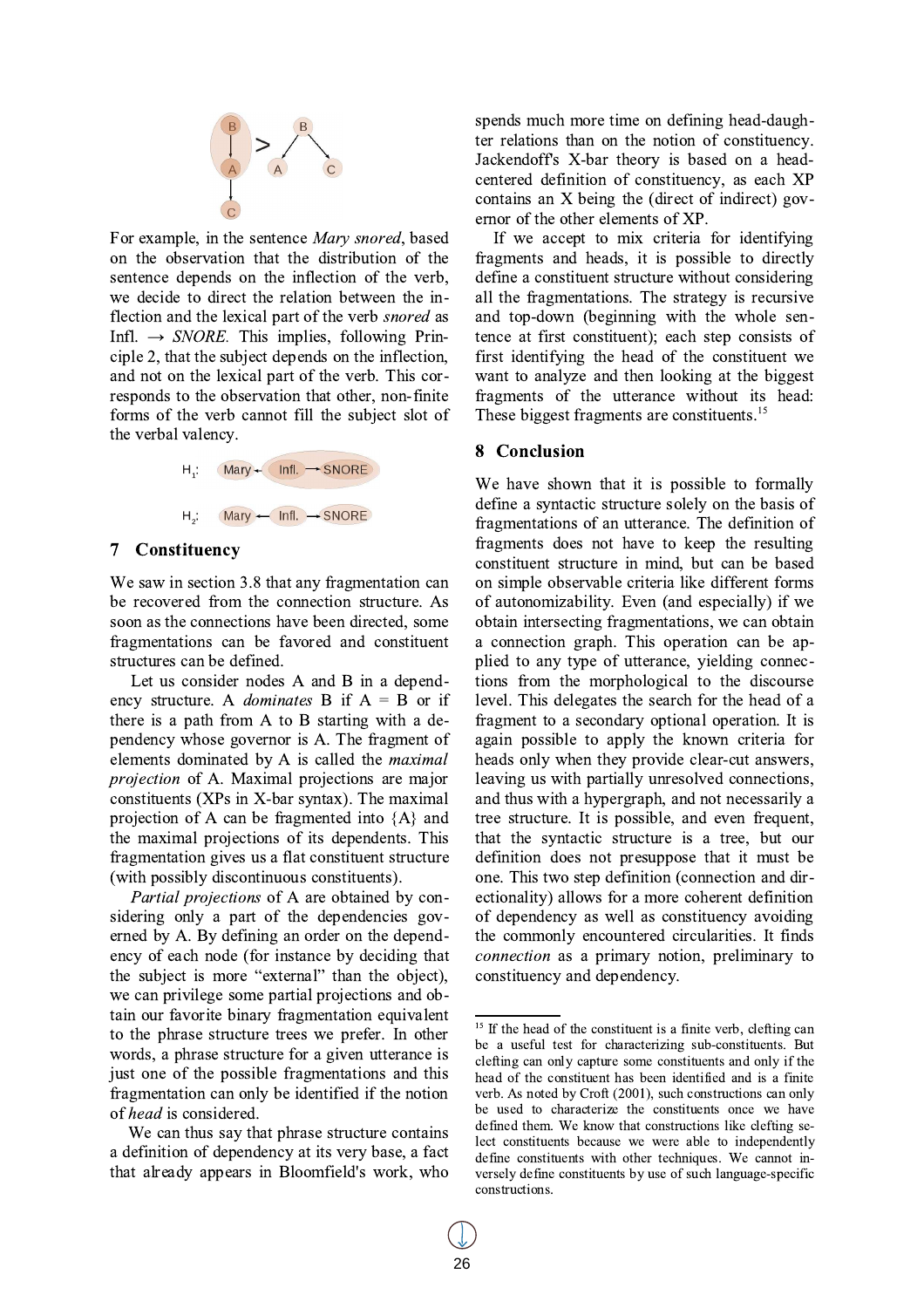For example, in the sentence *Mary snored*, based on the observation that the distribution of the sentence depends on the inflection of the verb, we decide to direct the relation between the inflection and the lexical part of the verb *snored* as Infl. → *SNORE*. This implies, following Principle 2, that the subject depends on the inflection, and not on the lexical part of the verb. This corresponds to the observation that other, non-finite forms of the verb cannot fill the subject slot of the verbal valency.

H1: Mary ← Infl. → SNORE

H2: Mary ← Infl. → SNORE

## 7 Constituency

We saw in section 3.8 that any fragmentation can be recovered from the connection structure. As soon as the connections have been directed, some fragmentations can be favored and constituent structures can be defined.

Let us consider nodes A and B in a dependency structure. A *dominates* B if A = B or if there is a path from A to B starting with a dependency whose governor is A. The fragment of elements dominated by A is called the *maximal projection* of A. Maximal projections are major constituents (XPs in X-bar syntax). The maximal projection of A can be fragmented into {A} and the maximal projections of its dependents. This fragmentation gives us a flat constituent structure (with possibly discontinuous constituents).

*Partial projections* of A are obtained by considering only a part of the dependencies governed by A. By defining an order on the dependency of each node (for instance by deciding that the subject is more “external” than the object), we can privilege some partial projections and obtain our favorite binary fragmentation equivalent to the phrase structure trees we prefer. In other words, a phrase structure for a given utterance is just one of the possible fragmentations and this fragmentation can only be identified if the notion of *head* is considered.

We can thus say that phrase structure contains a definition of dependency at its very base, a fact that already appears in Bloomfield's work, who spends much more time on defining head-daughter relations than on the notion of constituency. Jackendoff's X-bar theory is based on a head-centered definition of constituency, as each XP contains an X being the (direct of indirect) governor of the other elements of XP.

If we accept to mix criteria for identifying fragments and heads, it is possible to directly define a constituent structure without considering all the fragmentations. The strategy is recursive and top-down (beginning with the whole sentence at first constituent); each step consists of first identifying the head of the constituent we want to analyze and then looking at the biggest fragments of the utterance without its head: These biggest fragments are constituents.[15]

## 8 Conclusion

We have shown that it is possible to formally define a syntactic structure solely on the basis of fragmentations of an utterance. The definition of fragments does not have to keep the resulting constituent structure in mind, but can be based on simple observable criteria like different forms of autonomizability. Even (and especially) if we obtain intersecting fragmentations, we can obtain a connection graph. This operation can be applied to any type of utterance, yielding connections from the morphological to the discourse level. This delegates the search for the head of a fragment to a secondary optional operation. It is again possible to apply the known criteria for heads only when they provide clear-cut answers, leaving us with partially unresolved connections, and thus with a hypergraph, and not necessarily a tree structure. It is possible, and even frequent, that the syntactic structure is a tree, but our definition does not presuppose that it must be one. This two step definition (connection and directionality) allows for a more coherent definition of dependency as well as constituency avoiding the commonly encountered circularities. It finds *connection* as a primary notion, preliminary to constituency and dependency.

[15] If the head of the constituent is a finite verb, clefting can be a useful test for characterizing sub-constituents. But clefting can only capture some constituents and only if the head of the constituent has been identified and is a finite verb. As noted by Croft (2001), such constructions can only be used to characterize the constituents once we have defined them. We know that constructions like clefting select constituents because we were able to independently define constituents with other techniques. We cannot inversely define constituents by use of such language-specific constructions.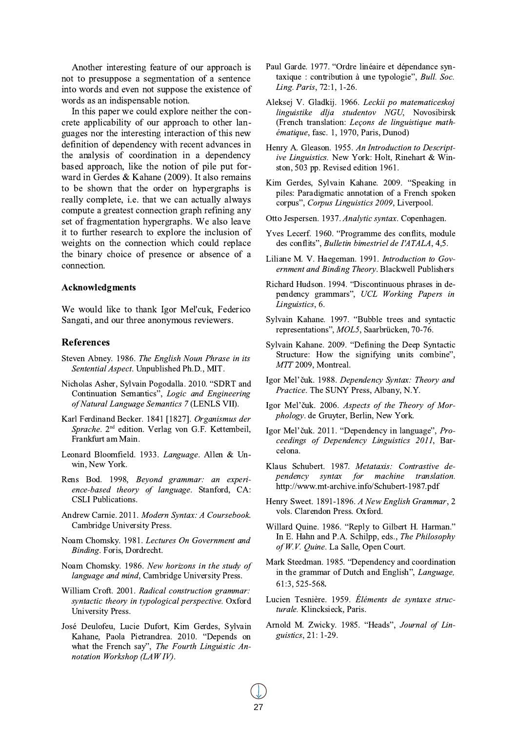Another interesting feature of our approach is not to presuppose a segmentation of a sentence into words and even not suppose the existence of words as an indispensable notion.

In this paper we could explore neither the concrete applicability of our approach to other languages nor the interesting interaction of this new definition of dependency with recent advances in the analysis of coordination in a dependency based approach, like the notion of pile put forward in Gerdes & Kahane (2009). It also remains to be shown that the order on hypergraphs is really complete, i.e. that we can actually always compute a greatest connection graph refining any set of fragmentation hypergraphs. We also leave it to further research to explore the inclusion of weights on the connection which could replace the binary choice of presence or absence of a connection.

### Acknowledgments

We would like to thank Igor Mel'cuk, Federico Sangati, and our three anonymous reviewers.

## References

Steven Abney. 1986. *The English Noun Phrase in its Sentential Aspect*. Unpublished Ph.D., MIT.

Nicholas Asher, Sylvain Pogodalla. 2010. "SDRT and Continuation Semantics", *Logic and Engineering of Natural Language Semantics 7* (LENLS VII).

Karl Ferdinand Becker. 1841 [1827]. *Organismus der Sprache*. 2nd edition. Verlag von G.F. Kettembeil, Frankfurt am Main.

Leonard Bloomfield. 1933. *Language*. Allen & Unwin, New York.

Rens Bod. 1998, *Beyond grammar: an experience-based theory of language*. Stanford, CA: CSLI Publications.

Andrew Carnie. 2011. *Modern Syntax: A Coursebook.* Cambridge University Press.

Noam Chomsky. 1981. *Lectures On Government and Binding*. Foris, Dordrecht.

Noam Chomsky. 1986. *New horizons in the study of language and mind*, Cambridge University Press.

William Croft. 2001. *Radical construction grammar: syntactic theory in typological perspective.* Oxford University Press.

José Deulofeu, Lucie Dufort, Kim Gerdes, Sylvain Kahane, Paola Pietrandrea. 2010. "Depends on what the French say", *The Fourth Linguistic Annotation Workshop (LAW IV)*.

Paul Garde. 1977. "Ordre linéaire et dépendance syntaxique : contribution à une typologie", *Bull. Soc. Ling. Paris*, 72:1, 1-26.

Aleksej V. Gladkij. 1966. *Leckii po matematiceskoj linguistike dlja studentov NGU*, Novosibirsk (French translation: *Leçons de linguistique mathématique*, fasc. 1, 1970, Paris, Dunod)

Henry A. Gleason. 1955. *An Introduction to Descriptive Linguistics.* New York: Holt, Rinehart & Winston, 503 pp. Revised edition 1961.

Kim Gerdes, Sylvain Kahane. 2009. "Speaking in piles: Paradigmatic annotation of a French spoken corpus", *Corpus Linguistics 2009*, Liverpool.

Otto Jespersen. 1937. *Analytic syntax*. Copenhagen.

Yves Lecerf. 1960. "Programme des conflits, module des conflits", *Bulletin bimestriel de l'ATALA*, 4,5.

Liliane M. V. Haegeman. 1991. *Introduction to Government and Binding Theory*. Blackwell Publishers

Richard Hudson. 1994. "Discontinuous phrases in dependency grammars", *UCL Working Papers in Linguistics*, 6.

Sylvain Kahane. 1997. "Bubble trees and syntactic representations", *MOL5*, Saarbrücken, 70-76.

Sylvain Kahane. 2009. "Defining the Deep Syntactic Structure: How the signifying units combine", *MTT* 2009, Montreal.

Igor Mel'čuk. 1988. *Dependency Syntax: Theory and Practice*. The SUNY Press, Albany, N.Y.

Igor Mel'čuk. 2006. *Aspects of the Theory of Morphology*. de Gruyter, Berlin, New York.

Igor Mel'čuk. 2011. "Dependency in language", *Proceedings of Dependency Linguistics 2011*, Barcelona.

Klaus Schubert. 1987. *Metataxis: Contrastive dependency syntax for machine translation.* http://www.mt-archive.info/Schubert-1987.pdf

Henry Sweet. 1891-1896. *A New English Grammar*, 2 vols. Clarendon Press. Oxford.

Willard Quine. 1986. "Reply to Gilbert H. Harman." In E. Hahn and P.A. Schilpp, eds., *The Philosophy of W.V. Quine*. La Salle, Open Court.

Mark Steedman. 1985. "Dependency and coordination in the grammar of Dutch and English", *Language,* 61:3, 525-568.

Lucien Tesnière. 1959. *Éléments de syntaxe structurale.* Klincksieck, Paris.

Arnold M. Zwicky. 1985. "Heads", *Journal of Linguistics*, 21: 1-29.